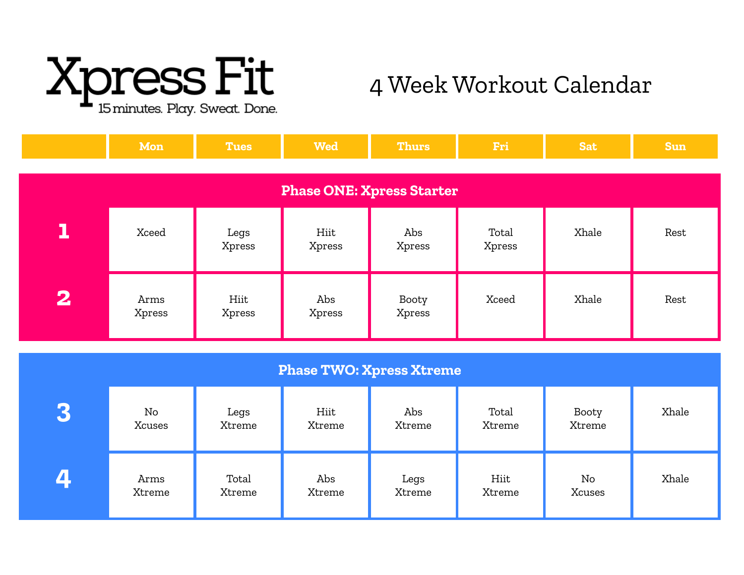# Xpress Fit

15 minutes. Play. Sweat. Done.

## 4 Week Workout Calendar

| | Mon | Tues | Wed | Thurs | Fri | Sat | Sun |
|---|---|---|---|---|---|---|---|
| **Phase ONE: Xpress Starter** | | | | | | | |
| **1** | Xceed | Legs Xpress | Hiit Xpress | Abs Xpress | Total Xpress | Xhale | Rest |
| **2** | Arms Xpress | Hiit Xpress | Abs Xpress | Booty Xpress | Xceed | Xhale | Rest |
| **Phase TWO: Xpress Xtreme** | | | | | | | |
| **3** | No Xcuses | Legs Xtreme | Hiit Xtreme | Abs Xtreme | Total Xtreme | Booty Xtreme | Xhale |
| **4** | Arms Xtreme | Total Xtreme | Abs Xtreme | Legs Xtreme | Hiit Xtreme | No Xcuses | Xhale |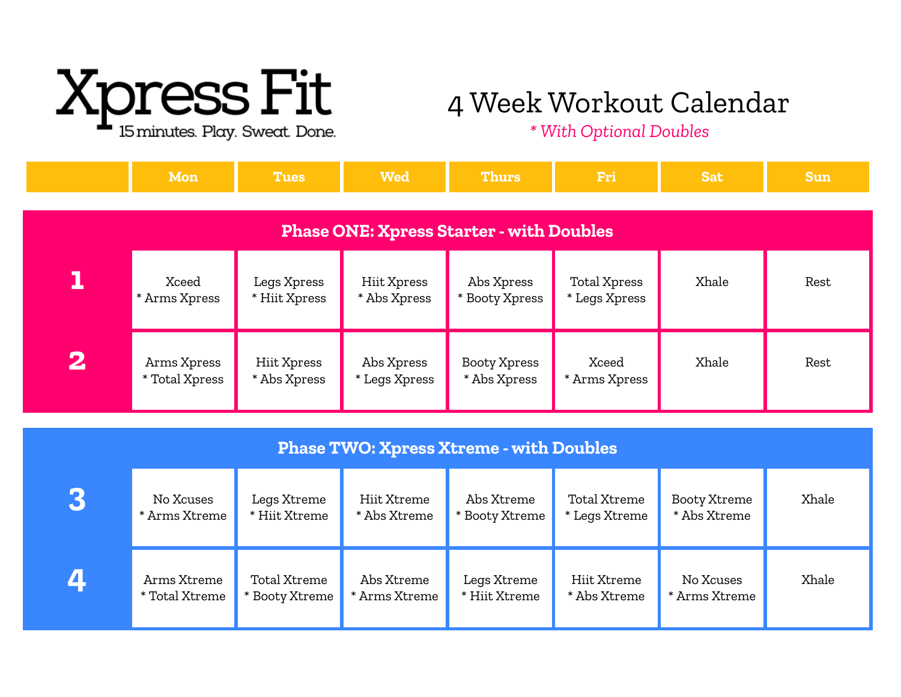# Xpress Fit

15 minutes. Play. Sweat. Done.

## 4 Week Workout Calendar

*\* With Optional Doubles*

| | Mon | Tues | Wed | Thurs | Fri | Sat | Sun |
|---|---|---|---|---|---|---|---|
| **Phase ONE: Xpress Starter - with Doubles** | | | | | | | |
| **1** | Xceed<br>* Arms Xpress | Legs Xpress<br>* Hiit Xpress | Hiit Xpress<br>* Abs Xpress | Abs Xpress<br>* Booty Xpress | Total Xpress<br>* Legs Xpress | Xhale | Rest |
| **2** | Arms Xpress<br>* Total Xpress | Hiit Xpress<br>* Abs Xpress | Abs Xpress<br>* Legs Xpress | Booty Xpress<br>* Abs Xpress | Xceed<br>* Arms Xpress | Xhale | Rest |
| **Phase TWO: Xpress Xtreme - with Doubles** | | | | | | | |
| **3** | No Xcuses<br>* Arms Xtreme | Legs Xtreme<br>* Hiit Xtreme | Hiit Xtreme<br>* Abs Xtreme | Abs Xtreme<br>* Booty Xtreme | Total Xtreme<br>* Legs Xtreme | Booty Xtreme<br>* Abs Xtreme | Xhale |
| **4** | Arms Xtreme<br>* Total Xtreme | Total Xtreme<br>* Booty Xtreme | Abs Xtreme<br>* Arms Xtreme | Legs Xtreme<br>* Hiit Xtreme | Hiit Xtreme<br>* Abs Xtreme | No Xcuses<br>* Arms Xtreme | Xhale |